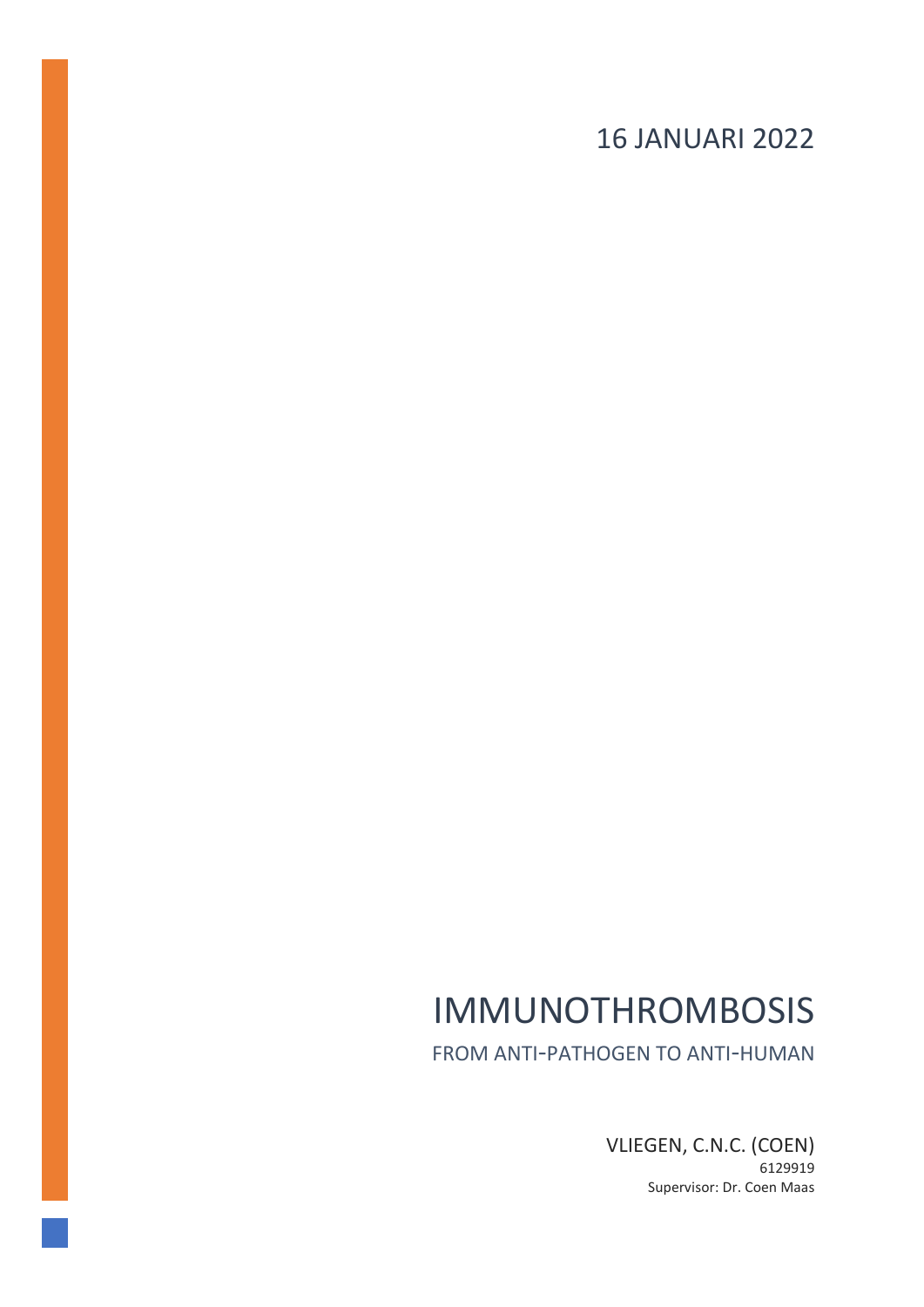16 JANUARI 2022

# IMMUNOTHROMBOSIS

## FROM ANTI-PATHOGEN TO ANTI-HUMAN

VLIEGEN, C.N.C. (COEN)

6129919

Supervisor: Dr. Coen Maas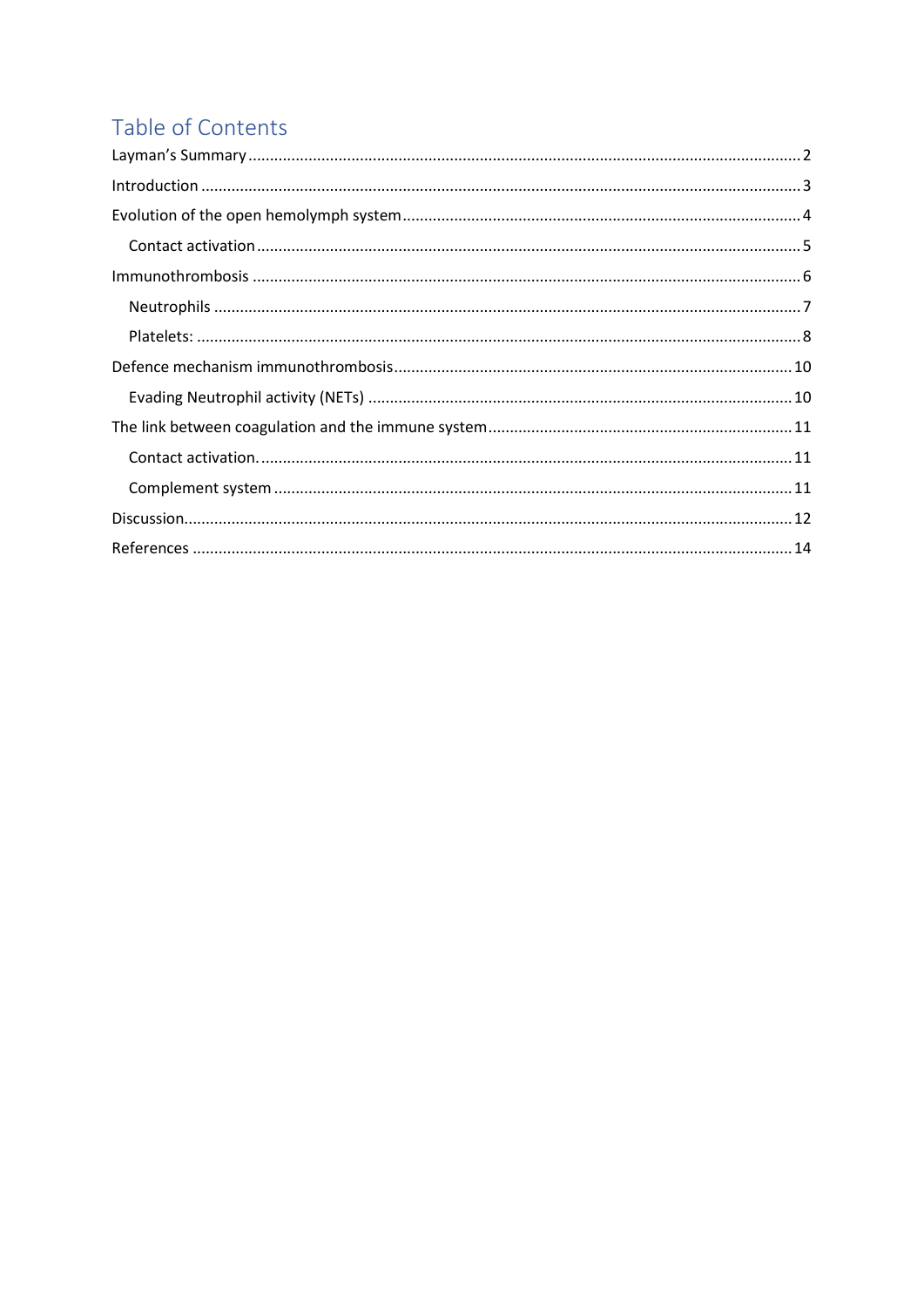# Table of Contents

Layman's Summary ... 2

Introduction ... 3

Evolution of the open hemolymph system ... 4

- Contact activation ... 5

Immunothrombosis ... 6

- Neutrophils ... 7
- Platelets: ... 8

Defence mechanism immunothrombosis ... 10

- Evading Neutrophil activity (NETs) ... 10

The link between coagulation and the immune system ... 11

- Contact activation. ... 11
- Complement system ... 11

Discussion ... 12

References ... 14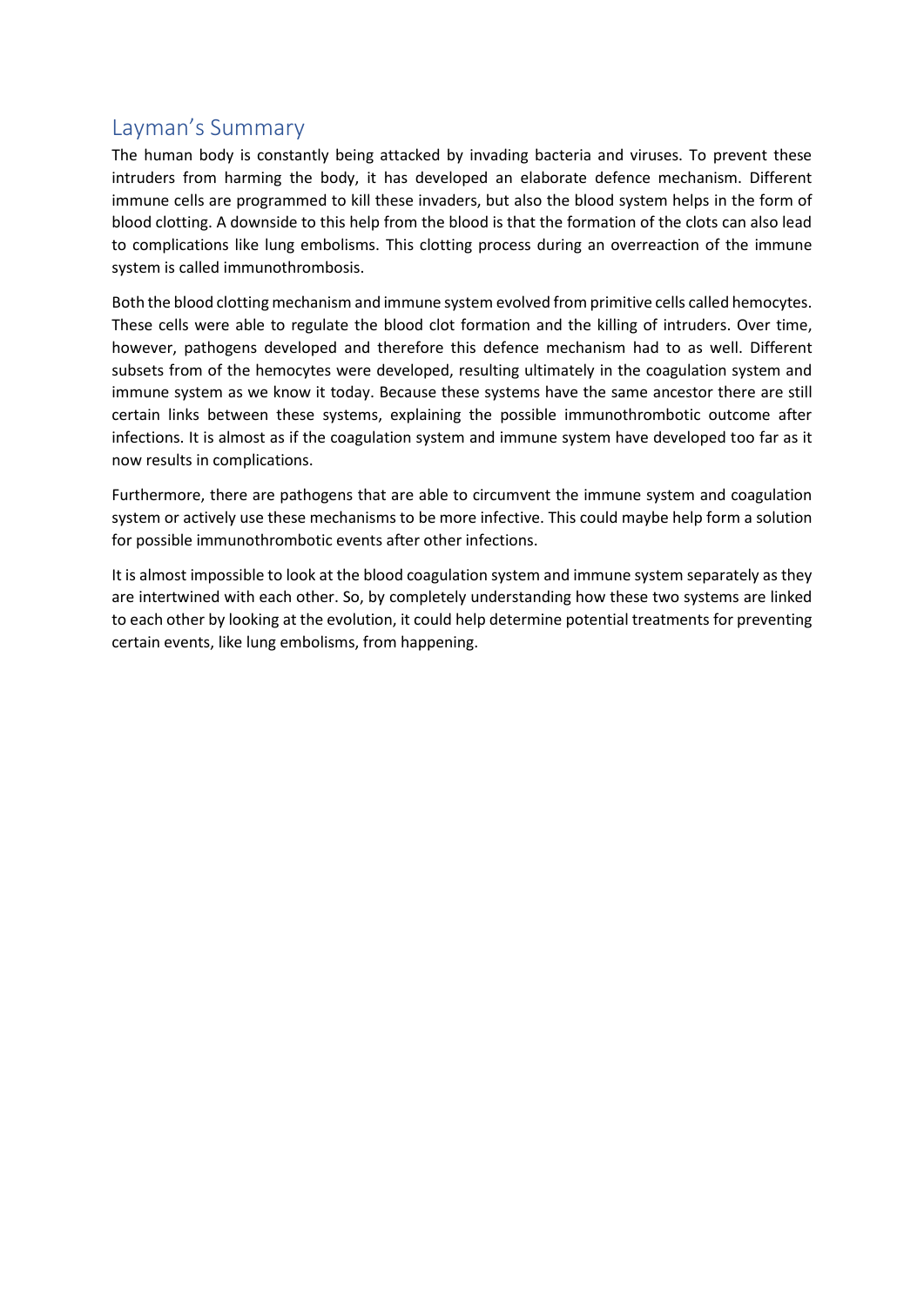## Layman's Summary

The human body is constantly being attacked by invading bacteria and viruses. To prevent these intruders from harming the body, it has developed an elaborate defence mechanism. Different immune cells are programmed to kill these invaders, but also the blood system helps in the form of blood clotting. A downside to this help from the blood is that the formation of the clots can also lead to complications like lung embolisms. This clotting process during an overreaction of the immune system is called immunothrombosis.

Both the blood clotting mechanism and immune system evolved from primitive cells called hemocytes. These cells were able to regulate the blood clot formation and the killing of intruders. Over time, however, pathogens developed and therefore this defence mechanism had to as well. Different subsets from of the hemocytes were developed, resulting ultimately in the coagulation system and immune system as we know it today. Because these systems have the same ancestor there are still certain links between these systems, explaining the possible immunothrombotic outcome after infections. It is almost as if the coagulation system and immune system have developed too far as it now results in complications.

Furthermore, there are pathogens that are able to circumvent the immune system and coagulation system or actively use these mechanisms to be more infective. This could maybe help form a solution for possible immunothrombotic events after other infections.

It is almost impossible to look at the blood coagulation system and immune system separately as they are intertwined with each other. So, by completely understanding how these two systems are linked to each other by looking at the evolution, it could help determine potential treatments for preventing certain events, like lung embolisms, from happening.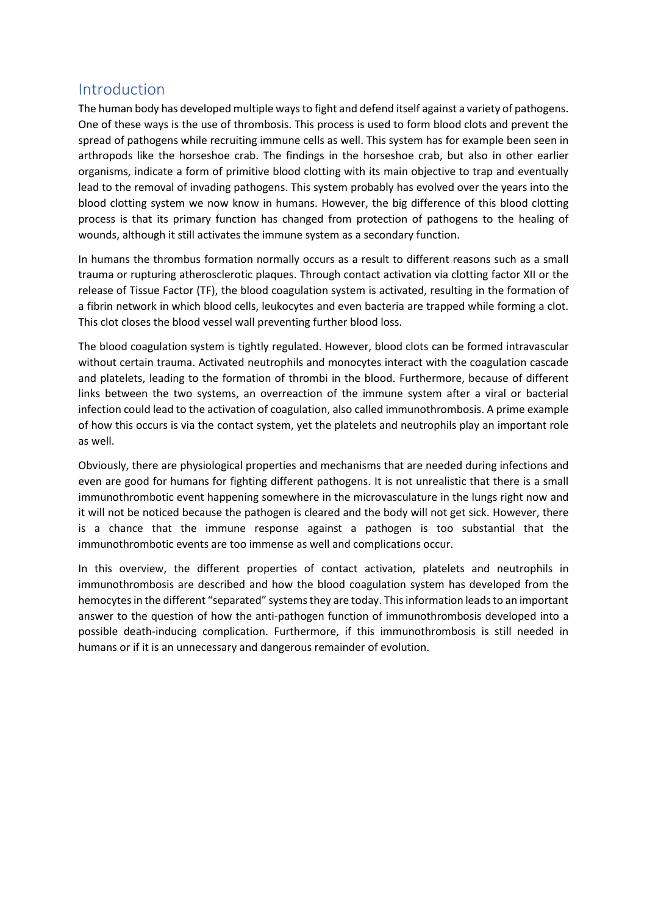## Introduction

The human body has developed multiple ways to fight and defend itself against a variety of pathogens. One of these ways is the use of thrombosis. This process is used to form blood clots and prevent the spread of pathogens while recruiting immune cells as well. This system has for example been seen in arthropods like the horseshoe crab. The findings in the horseshoe crab, but also in other earlier organisms, indicate a form of primitive blood clotting with its main objective to trap and eventually lead to the removal of invading pathogens. This system probably has evolved over the years into the blood clotting system we now know in humans. However, the big difference of this blood clotting process is that its primary function has changed from protection of pathogens to the healing of wounds, although it still activates the immune system as a secondary function.

In humans the thrombus formation normally occurs as a result to different reasons such as a small trauma or rupturing atherosclerotic plaques. Through contact activation via clotting factor XII or the release of Tissue Factor (TF), the blood coagulation system is activated, resulting in the formation of a fibrin network in which blood cells, leukocytes and even bacteria are trapped while forming a clot. This clot closes the blood vessel wall preventing further blood loss.

The blood coagulation system is tightly regulated. However, blood clots can be formed intravascular without certain trauma. Activated neutrophils and monocytes interact with the coagulation cascade and platelets, leading to the formation of thrombi in the blood. Furthermore, because of different links between the two systems, an overreaction of the immune system after a viral or bacterial infection could lead to the activation of coagulation, also called immunothrombosis. A prime example of how this occurs is via the contact system, yet the platelets and neutrophils play an important role as well.

Obviously, there are physiological properties and mechanisms that are needed during infections and even are good for humans for fighting different pathogens. It is not unrealistic that there is a small immunothrombotic event happening somewhere in the microvasculature in the lungs right now and it will not be noticed because the pathogen is cleared and the body will not get sick. However, there is a chance that the immune response against a pathogen is too substantial that the immunothrombotic events are too immense as well and complications occur.

In this overview, the different properties of contact activation, platelets and neutrophils in immunothrombosis are described and how the blood coagulation system has developed from the hemocytes in the different "separated" systems they are today. This information leads to an important answer to the question of how the anti-pathogen function of immunothrombosis developed into a possible death-inducing complication. Furthermore, if this immunothrombosis is still needed in humans or if it is an unnecessary and dangerous remainder of evolution.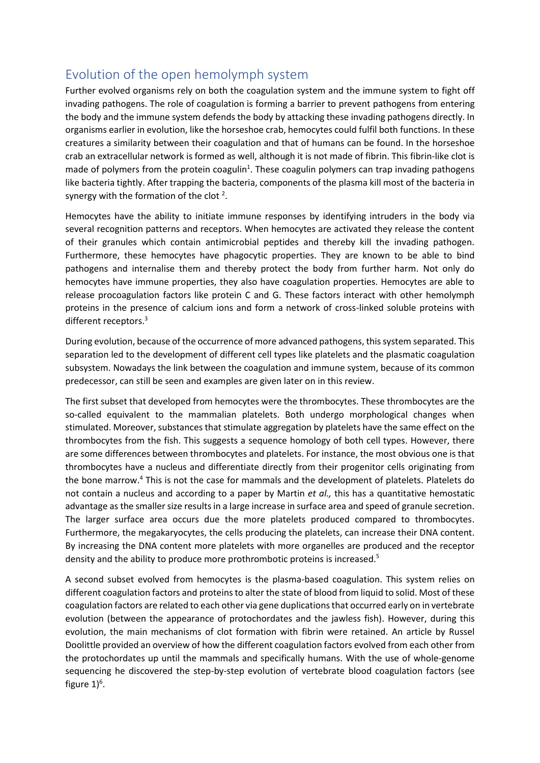## Evolution of the open hemolymph system

Further evolved organisms rely on both the coagulation system and the immune system to fight off invading pathogens. The role of coagulation is forming a barrier to prevent pathogens from entering the body and the immune system defends the body by attacking these invading pathogens directly. In organisms earlier in evolution, like the horseshoe crab, hemocytes could fulfil both functions. In these creatures a similarity between their coagulation and that of humans can be found. In the horseshoe crab an extracellular network is formed as well, although it is not made of fibrin. This fibrin-like clot is made of polymers from the protein coagulin[1]. These coagulin polymers can trap invading pathogens like bacteria tightly. After trapping the bacteria, components of the plasma kill most of the bacteria in synergy with the formation of the clot [2].

Hemocytes have the ability to initiate immune responses by identifying intruders in the body via several recognition patterns and receptors. When hemocytes are activated they release the content of their granules which contain antimicrobial peptides and thereby kill the invading pathogen. Furthermore, these hemocytes have phagocytic properties. They are known to be able to bind pathogens and internalise them and thereby protect the body from further harm. Not only do hemocytes have immune properties, they also have coagulation properties. Hemocytes are able to release procoagulation factors like protein C and G. These factors interact with other hemolymph proteins in the presence of calcium ions and form a network of cross-linked soluble proteins with different receptors.[3]

During evolution, because of the occurrence of more advanced pathogens, this system separated. This separation led to the development of different cell types like platelets and the plasmatic coagulation subsystem. Nowadays the link between the coagulation and immune system, because of its common predecessor, can still be seen and examples are given later on in this review.

The first subset that developed from hemocytes were the thrombocytes. These thrombocytes are the so-called equivalent to the mammalian platelets. Both undergo morphological changes when stimulated. Moreover, substances that stimulate aggregation by platelets have the same effect on the thrombocytes from the fish. This suggests a sequence homology of both cell types. However, there are some differences between thrombocytes and platelets. For instance, the most obvious one is that thrombocytes have a nucleus and differentiate directly from their progenitor cells originating from the bone marrow.[4] This is not the case for mammals and the development of platelets. Platelets do not contain a nucleus and according to a paper by Martin *et al.,* this has a quantitative hemostatic advantage as the smaller size results in a large increase in surface area and speed of granule secretion. The larger surface area occurs due the more platelets produced compared to thrombocytes. Furthermore, the megakaryocytes, the cells producing the platelets, can increase their DNA content. By increasing the DNA content more platelets with more organelles are produced and the receptor density and the ability to produce more prothrombotic proteins is increased.[5]

A second subset evolved from hemocytes is the plasma-based coagulation. This system relies on different coagulation factors and proteins to alter the state of blood from liquid to solid. Most of these coagulation factors are related to each other via gene duplications that occurred early on in vertebrate evolution (between the appearance of protochordates and the jawless fish). However, during this evolution, the main mechanisms of clot formation with fibrin were retained. An article by Russel Doolittle provided an overview of how the different coagulation factors evolved from each other from the protochordates up until the mammals and specifically humans. With the use of whole-genome sequencing he discovered the step-by-step evolution of vertebrate blood coagulation factors (see figure 1)[6].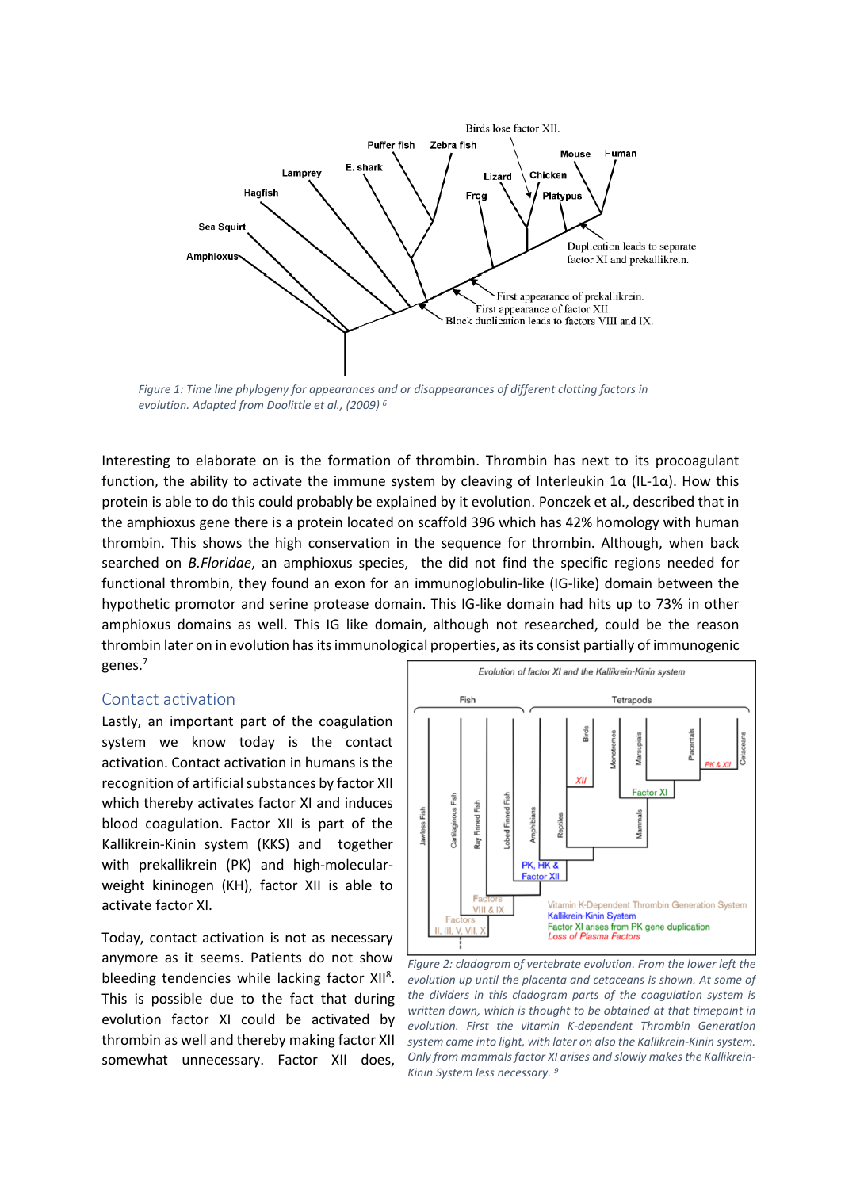Figure 1: Time line phylogeny for appearances and or disappearances of different clotting factors in evolution. Adapted from Doolittle et al., (2009) [6]

Interesting to elaborate on is the formation of thrombin. Thrombin has next to its procoagulant function, the ability to activate the immune system by cleaving of Interleukin 1α (IL-1α). How this protein is able to do this could probably be explained by it evolution. Ponczek et al., described that in the amphioxus gene there is a protein located on scaffold 396 which has 42% homology with human thrombin. This shows the high conservation in the sequence for thrombin. Although, when back searched on *B.Floridae*, an amphioxus species, the did not find the specific regions needed for functional thrombin, they found an exon for an immunoglobulin-like (IG-like) domain between the hypothetic promotor and serine protease domain. This IG-like domain had hits up to 73% in other amphioxus domains as well. This IG like domain, although not researched, could be the reason thrombin later on in evolution has its immunological properties, as its consist partially of immunogenic genes.[7]

## Contact activation

Lastly, an important part of the coagulation system we know today is the contact activation. Contact activation in humans is the recognition of artificial substances by factor XII which thereby activates factor XI and induces blood coagulation. Factor XII is part of the Kallikrein-Kinin system (KKS) and together with prekallikrein (PK) and high-molecular-weight kininogen (KH), factor XII is able to activate factor XI.

Today, contact activation is not as necessary anymore as it seems. Patients do not show bleeding tendencies while lacking factor XII[8]. This is possible due to the fact that during evolution factor XI could be activated by thrombin as well and thereby making factor XII somewhat unnecessary. Factor XII does,

Figure 2: cladogram of vertebrate evolution. From the lower left the evolution up until the placenta and cetaceans is shown. At some of the dividers in this cladogram parts of the coagulation system is written down, which is thought to be obtained at that timepoint in evolution. First the vitamin K-dependent Thrombin Generation system came into light, with later on also the Kallikrein-Kinin system. Only from mammals factor XI arises and slowly makes the Kallikrein-Kinin System less necessary. [9]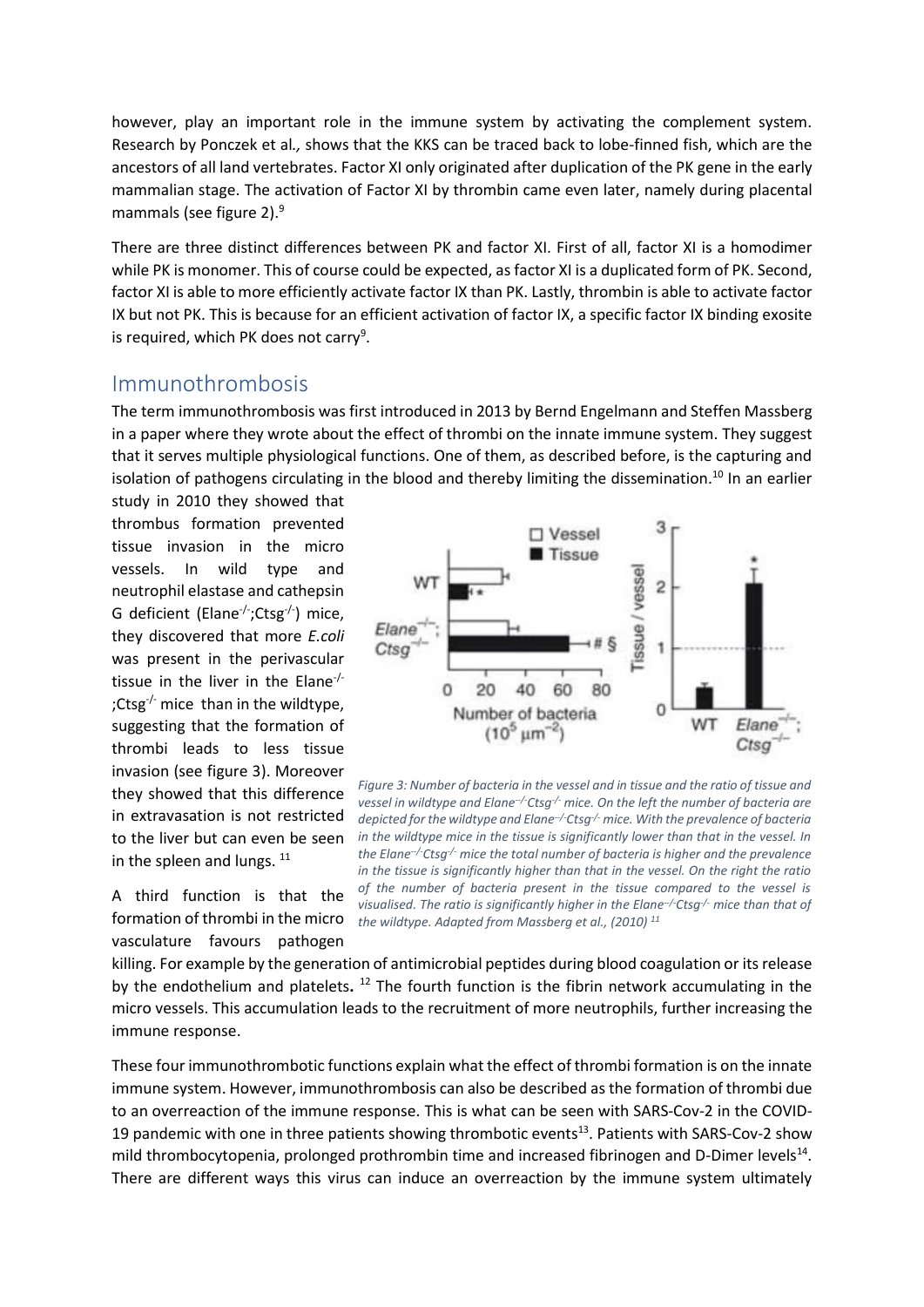however, play an important role in the immune system by activating the complement system. Research by Ponczek et al*.,* shows that the KKS can be traced back to lobe-finned fish, which are the ancestors of all land vertebrates. Factor XI only originated after duplication of the PK gene in the early mammalian stage. The activation of Factor XI by thrombin came even later, namely during placental mammals (see figure 2).[9]

There are three distinct differences between PK and factor XI. First of all, factor XI is a homodimer while PK is monomer. This of course could be expected, as factor XI is a duplicated form of PK. Second, factor XI is able to more efficiently activate factor IX than PK. Lastly, thrombin is able to activate factor IX but not PK. This is because for an efficient activation of factor IX, a specific factor IX binding exosite is required, which PK does not carry[9].

## Immunothrombosis

The term immunothrombosis was first introduced in 2013 by Bernd Engelmann and Steffen Massberg in a paper where they wrote about the effect of thrombi on the innate immune system. They suggest that it serves multiple physiological functions. One of them, as described before, is the capturing and isolation of pathogens circulating in the blood and thereby limiting the dissemination.[10] In an earlier study in 2010 they showed that thrombus formation prevented tissue invasion in the micro vessels. In wild type and neutrophil elastase and cathepsin G deficient ($Elane^{-/-}$;$Ctsg^{-/-}$) mice, they discovered that more *E.coli* was present in the perivascular tissue in the liver in the $Elane^{-/-}$;$Ctsg^{-/-}$ mice than in the wildtype, suggesting that the formation of thrombi leads to less tissue invasion (see figure 3). Moreover they showed that this difference in extravasation is not restricted to the liver but can even be seen in the spleen and lungs. [11]

*Figure 3: Number of bacteria in the vessel and in tissue and the ratio of tissue and vessel in wildtype and $Elane^{-/-}Ctsg^{-/-}$ mice. On the left the number of bacteria are depicted for the wildtype and $Elane^{-/-}Ctsg^{-/-}$ mice. With the prevalence of bacteria in the wildtype mice in the tissue is significantly lower than that in the vessel. In the $Elane^{-/-}Ctsg^{-/-}$ mice the total number of bacteria is higher and the prevalence in the tissue is significantly higher than that in the vessel. On the right the ratio of the number of bacteria present in the tissue compared to the vessel is visualised. The ratio is significantly higher in the $Elane^{-/-}Ctsg^{-/-}$ mice than that of the wildtype. Adapted from Massberg et al., (2010)* [11]

A third function is that the formation of thrombi in the micro vasculature favours pathogen killing. For example by the generation of antimicrobial peptides during blood coagulation or its release by the endothelium and platelets**.** [12] The fourth function is the fibrin network accumulating in the micro vessels. This accumulation leads to the recruitment of more neutrophils, further increasing the immune response.

These four immunothrombotic functions explain what the effect of thrombi formation is on the innate immune system. However, immunothrombosis can also be described as the formation of thrombi due to an overreaction of the immune response. This is what can be seen with SARS-Cov-2 in the COVID-19 pandemic with one in three patients showing thrombotic events[13]. Patients with SARS-Cov-2 show mild thrombocytopenia, prolonged prothrombin time and increased fibrinogen and D-Dimer levels[14]. There are different ways this virus can induce an overreaction by the immune system ultimately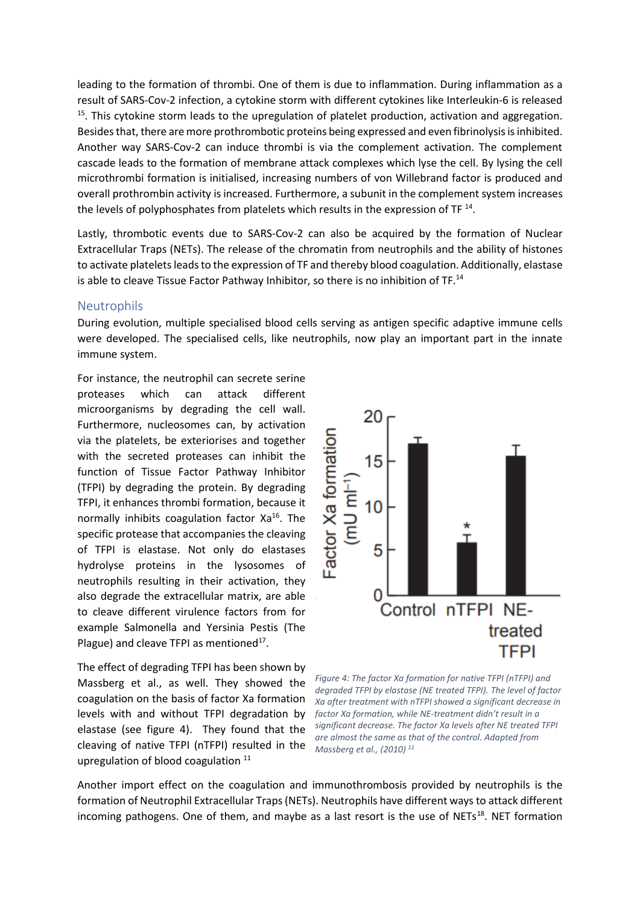leading to the formation of thrombi. One of them is due to inflammation. During inflammation as a result of SARS-Cov-2 infection, a cytokine storm with different cytokines like Interleukin-6 is released [15]. This cytokine storm leads to the upregulation of platelet production, activation and aggregation. Besides that, there are more prothrombotic proteins being expressed and even fibrinolysis is inhibited. Another way SARS-Cov-2 can induce thrombi is via the complement activation. The complement cascade leads to the formation of membrane attack complexes which lyse the cell. By lysing the cell microthrombi formation is initialised, increasing numbers of von Willebrand factor is produced and overall prothrombin activity is increased. Furthermore, a subunit in the complement system increases the levels of polyphosphates from platelets which results in the expression of TF [14].

Lastly, thrombotic events due to SARS-Cov-2 can also be acquired by the formation of Nuclear Extracellular Traps (NETs). The release of the chromatin from neutrophils and the ability of histones to activate platelets leads to the expression of TF and thereby blood coagulation. Additionally, elastase is able to cleave Tissue Factor Pathway Inhibitor, so there is no inhibition of TF.[14]

## Neutrophils

During evolution, multiple specialised blood cells serving as antigen specific adaptive immune cells were developed. The specialised cells, like neutrophils, now play an important part in the innate immune system.

For instance, the neutrophil can secrete serine proteases which can attack different microorganisms by degrading the cell wall. Furthermore, nucleosomes can, by activation via the platelets, be exteriorises and together with the secreted proteases can inhibit the function of Tissue Factor Pathway Inhibitor (TFPI) by degrading the protein. By degrading TFPI, it enhances thrombi formation, because it normally inhibits coagulation factor Xa[16]. The specific protease that accompanies the cleaving of TFPI is elastase. Not only do elastases hydrolyse proteins in the lysosomes of neutrophils resulting in their activation, they also degrade the extracellular matrix, are able to cleave different virulence factors from for example Salmonella and Yersinia Pestis (The Plague) and cleave TFPI as mentioned[17].

The effect of degrading TFPI has been shown by Massberg et al., as well. They showed the coagulation on the basis of factor Xa formation levels with and without TFPI degradation by elastase (see figure 4). They found that the cleaving of native TFPI (nTFPI) resulted in the upregulation of blood coagulation [11]

*Figure 4: The factor Xa formation for native TFPI (nTFPI) and degraded TFPI by elastase (NE treated TFPI). The level of factor Xa after treatment with nTFPI showed a significant decrease in factor Xa formation, while NE-treatment didn't result in a significant decrease. The factor Xa levels after NE treated TFPI are almost the same as that of the control. Adapted from Massberg et al., (2010) [11]*

Another import effect on the coagulation and immunothrombosis provided by neutrophils is the formation of Neutrophil Extracellular Traps (NETs). Neutrophils have different ways to attack different incoming pathogens. One of them, and maybe as a last resort is the use of NETs[18]. NET formation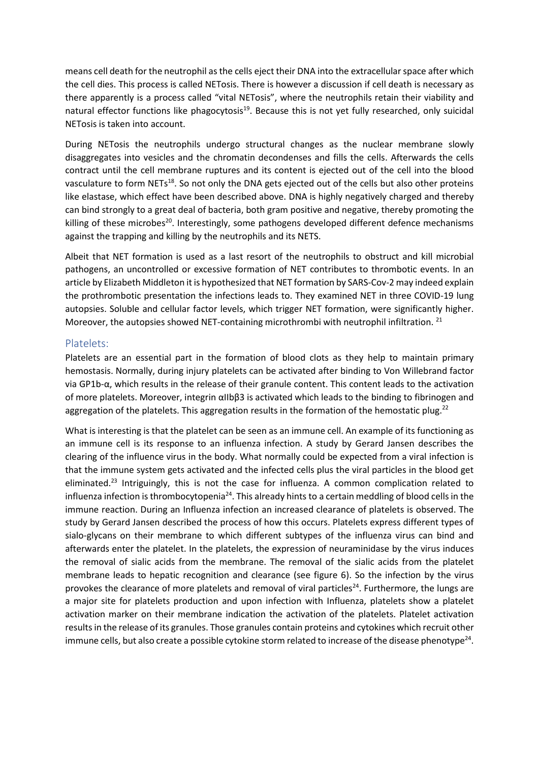means cell death for the neutrophil as the cells eject their DNA into the extracellular space after which the cell dies. This process is called NETosis. There is however a discussion if cell death is necessary as there apparently is a process called "vital NETosis", where the neutrophils retain their viability and natural effector functions like phagocytosis[19]. Because this is not yet fully researched, only suicidal NETosis is taken into account.

During NETosis the neutrophils undergo structural changes as the nuclear membrane slowly disaggregates into vesicles and the chromatin decondenses and fills the cells. Afterwards the cells contract until the cell membrane ruptures and its content is ejected out of the cell into the blood vasculature to form NETs[18]. So not only the DNA gets ejected out of the cells but also other proteins like elastase, which effect have been described above. DNA is highly negatively charged and thereby can bind strongly to a great deal of bacteria, both gram positive and negative, thereby promoting the killing of these microbes[20]. Interestingly, some pathogens developed different defence mechanisms against the trapping and killing by the neutrophils and its NETS.

Albeit that NET formation is used as a last resort of the neutrophils to obstruct and kill microbial pathogens, an uncontrolled or excessive formation of NET contributes to thrombotic events. In an article by Elizabeth Middleton it is hypothesized that NET formation by SARS-Cov-2 may indeed explain the prothrombotic presentation the infections leads to. They examined NET in three COVID-19 lung autopsies. Soluble and cellular factor levels, which trigger NET formation, were significantly higher. Moreover, the autopsies showed NET-containing microthrombi with neutrophil infiltration. [21]

## Platelets:

Platelets are an essential part in the formation of blood clots as they help to maintain primary hemostasis. Normally, during injury platelets can be activated after binding to Von Willebrand factor via GP1b-α, which results in the release of their granule content. This content leads to the activation of more platelets. Moreover, integrin αIIbβ3 is activated which leads to the binding to fibrinogen and aggregation of the platelets. This aggregation results in the formation of the hemostatic plug.[22]

What is interesting is that the platelet can be seen as an immune cell. An example of its functioning as an immune cell is its response to an influenza infection. A study by Gerard Jansen describes the clearing of the influence virus in the body. What normally could be expected from a viral infection is that the immune system gets activated and the infected cells plus the viral particles in the blood get eliminated.[23] Intriguingly, this is not the case for influenza. A common complication related to influenza infection is thrombocytopenia[24]. This already hints to a certain meddling of blood cells in the immune reaction. During an Influenza infection an increased clearance of platelets is observed. The study by Gerard Jansen described the process of how this occurs. Platelets express different types of sialo-glycans on their membrane to which different subtypes of the influenza virus can bind and afterwards enter the platelet. In the platelets, the expression of neuraminidase by the virus induces the removal of sialic acids from the membrane. The removal of the sialic acids from the platelet membrane leads to hepatic recognition and clearance (see figure 6). So the infection by the virus provokes the clearance of more platelets and removal of viral particles[24]. Furthermore, the lungs are a major site for platelets production and upon infection with Influenza, platelets show a platelet activation marker on their membrane indication the activation of the platelets. Platelet activation results in the release of its granules. Those granules contain proteins and cytokines which recruit other immune cells, but also create a possible cytokine storm related to increase of the disease phenotype[24].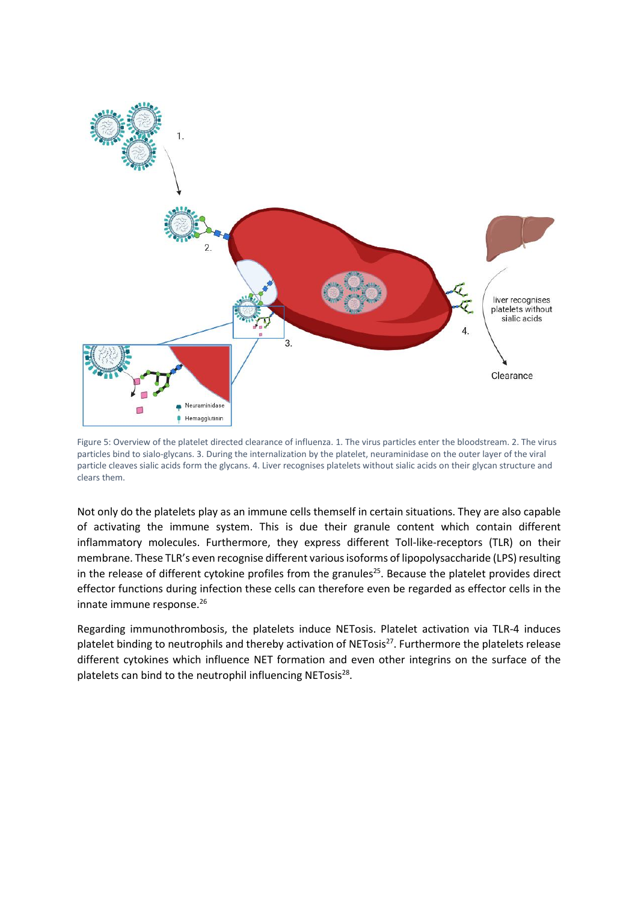Figure 5: Overview of the platelet directed clearance of influenza. 1. The virus particles enter the bloodstream. 2. The virus particles bind to sialo-glycans. 3. During the internalization by the platelet, neuraminidase on the outer layer of the viral particle cleaves sialic acids form the glycans. 4. Liver recognises platelets without sialic acids on their glycan structure and clears them.

Not only do the platelets play as an immune cells themself in certain situations. They are also capable of activating the immune system. This is due their granule content which contain different inflammatory molecules. Furthermore, they express different Toll-like-receptors (TLR) on their membrane. These TLR's even recognise different various isoforms of lipopolysaccharide (LPS) resulting in the release of different cytokine profiles from the granules[25]. Because the platelet provides direct effector functions during infection these cells can therefore even be regarded as effector cells in the innate immune response.[26]

Regarding immunothrombosis, the platelets induce NETosis. Platelet activation via TLR-4 induces platelet binding to neutrophils and thereby activation of NETosis[27]. Furthermore the platelets release different cytokines which influence NET formation and even other integrins on the surface of the platelets can bind to the neutrophil influencing NETosis[28].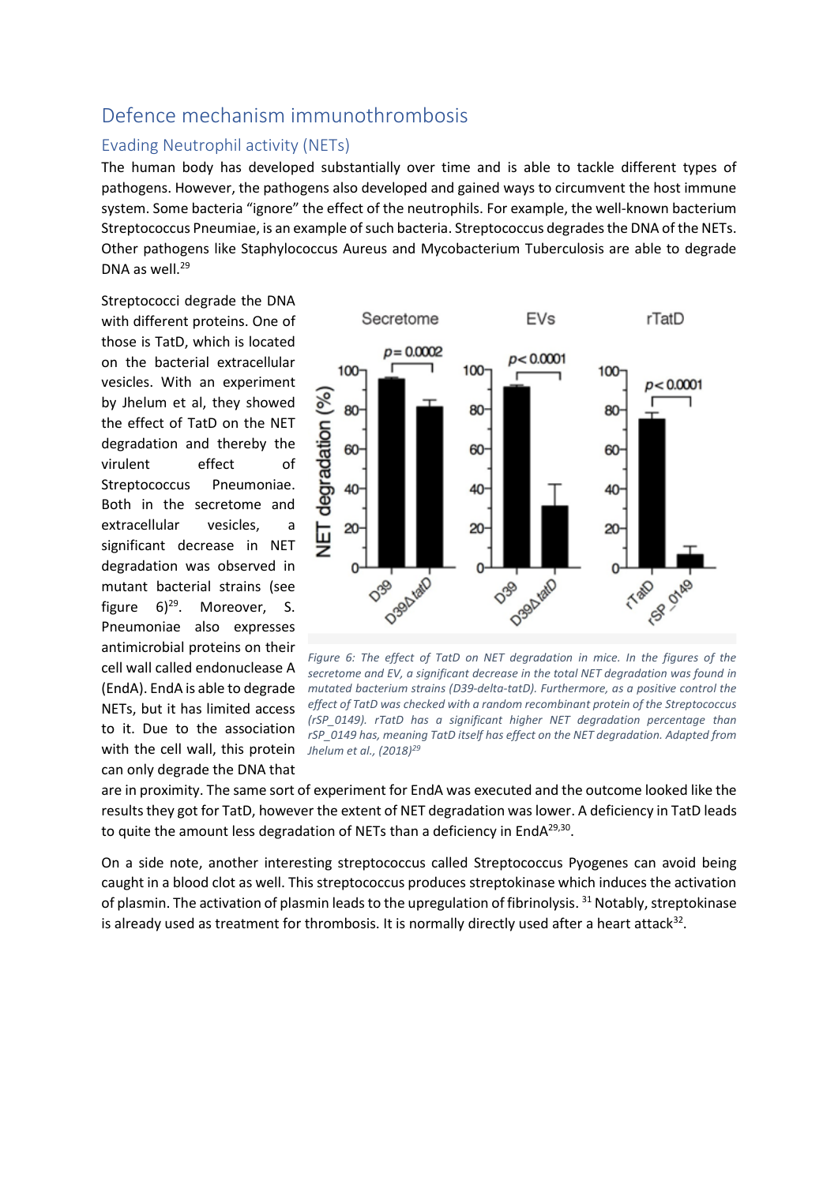## Defence mechanism immunothrombosis

### Evading Neutrophil activity (NETs)

The human body has developed substantially over time and is able to tackle different types of pathogens. However, the pathogens also developed and gained ways to circumvent the host immune system. Some bacteria "ignore" the effect of the neutrophils. For example, the well-known bacterium Streptococcus Pneumiae, is an example of such bacteria. Streptococcus degrades the DNA of the NETs. Other pathogens like Staphylococcus Aureus and Mycobacterium Tuberculosis are able to degrade DNA as well.[29]

Streptococci degrade the DNA with different proteins. One of those is TatD, which is located on the bacterial extracellular vesicles. With an experiment by Jhelum et al, they showed the effect of TatD on the NET degradation and thereby the virulent effect of Streptococcus Pneumoniae. Both in the secretome and extracellular vesicles, a significant decrease in NET degradation was observed in mutant bacterial strains (see figure 6)[29]. Moreover, S. Pneumoniae also expresses antimicrobial proteins on their cell wall called endonuclease A (EndA). EndA is able to degrade NETs, but it has limited access to it. Due to the association with the cell wall, this protein can only degrade the DNA that are in proximity. The same sort of experiment for EndA was executed and the outcome looked like the results they got for TatD, however the extent of NET degradation was lower. A deficiency in TatD leads to quite the amount less degradation of NETs than a deficiency in EndA[29,30].

*Figure 6: The effect of TatD on NET degradation in mice. In the figures of the secretome and EV, a significant decrease in the total NET degradation was found in mutated bacterium strains (D39-delta-tatD). Furthermore, as a positive control the effect of TatD was checked with a random recombinant protein of the Streptococcus (rSP_0149). rTatD has a significant higher NET degradation percentage than rSP_0149 has, meaning TatD itself has effect on the NET degradation. Adapted from Jhelum et al., (2018)[29]*

On a side note, another interesting streptococcus called Streptococcus Pyogenes can avoid being caught in a blood clot as well. This streptococcus produces streptokinase which induces the activation of plasmin. The activation of plasmin leads to the upregulation of fibrinolysis. [31] Notably, streptokinase is already used as treatment for thrombosis. It is normally directly used after a heart attack[32].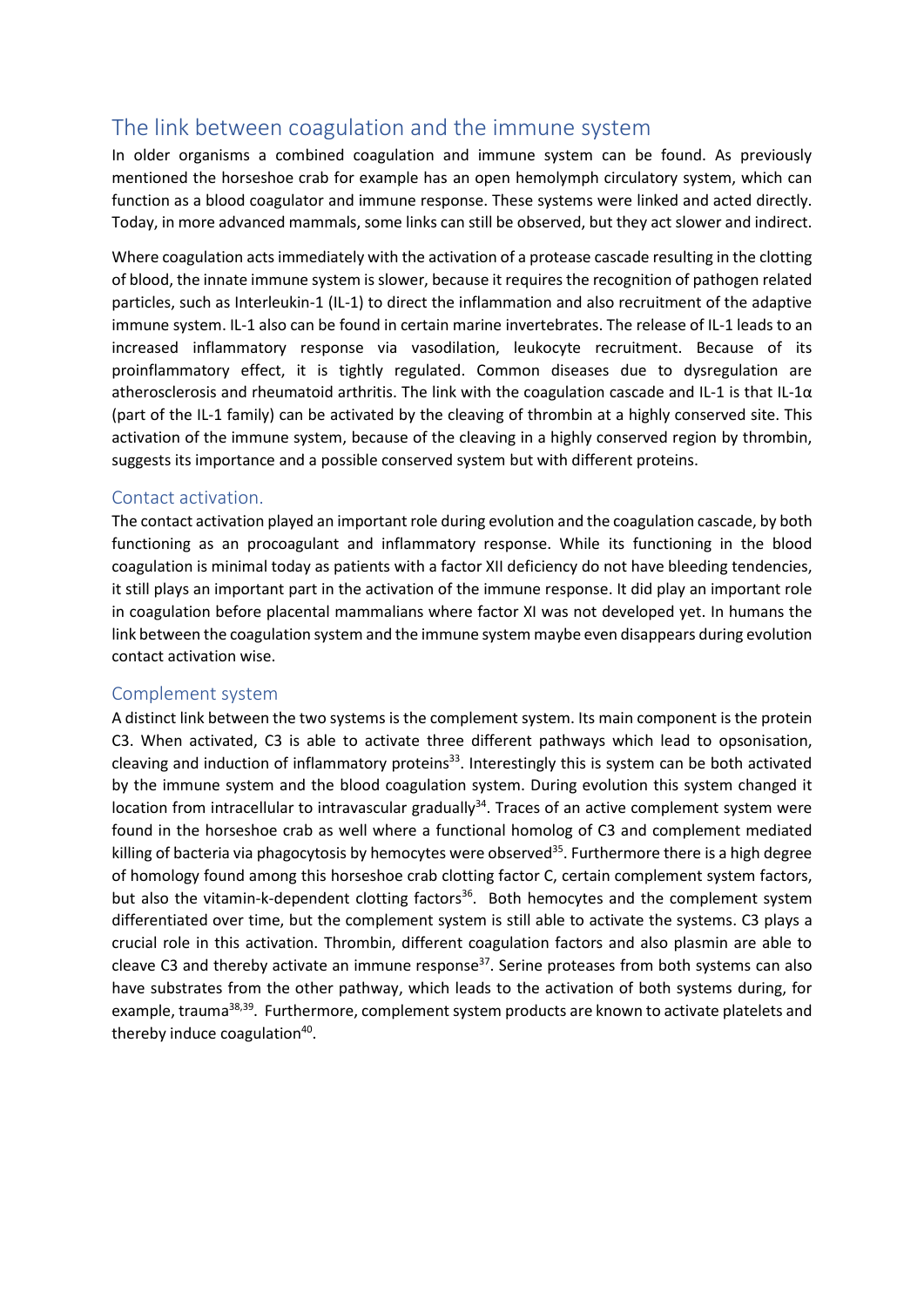## The link between coagulation and the immune system

In older organisms a combined coagulation and immune system can be found. As previously mentioned the horseshoe crab for example has an open hemolymph circulatory system, which can function as a blood coagulator and immune response. These systems were linked and acted directly. Today, in more advanced mammals, some links can still be observed, but they act slower and indirect.

Where coagulation acts immediately with the activation of a protease cascade resulting in the clotting of blood, the innate immune system is slower, because it requires the recognition of pathogen related particles, such as Interleukin-1 (IL-1) to direct the inflammation and also recruitment of the adaptive immune system. IL-1 also can be found in certain marine invertebrates. The release of IL-1 leads to an increased inflammatory response via vasodilation, leukocyte recruitment. Because of its proinflammatory effect, it is tightly regulated. Common diseases due to dysregulation are atherosclerosis and rheumatoid arthritis. The link with the coagulation cascade and IL-1 is that IL-1α (part of the IL-1 family) can be activated by the cleaving of thrombin at a highly conserved site. This activation of the immune system, because of the cleaving in a highly conserved region by thrombin, suggests its importance and a possible conserved system but with different proteins.

### Contact activation.

The contact activation played an important role during evolution and the coagulation cascade, by both functioning as an procoagulant and inflammatory response. While its functioning in the blood coagulation is minimal today as patients with a factor XII deficiency do not have bleeding tendencies, it still plays an important part in the activation of the immune response. It did play an important role in coagulation before placental mammalians where factor XI was not developed yet. In humans the link between the coagulation system and the immune system maybe even disappears during evolution contact activation wise.

### Complement system

A distinct link between the two systems is the complement system. Its main component is the protein C3. When activated, C3 is able to activate three different pathways which lead to opsonisation, cleaving and induction of inflammatory proteins[33]. Interestingly this is system can be both activated by the immune system and the blood coagulation system. During evolution this system changed it location from intracellular to intravascular gradually[34]. Traces of an active complement system were found in the horseshoe crab as well where a functional homolog of C3 and complement mediated killing of bacteria via phagocytosis by hemocytes were observed[35]. Furthermore there is a high degree of homology found among this horseshoe crab clotting factor C, certain complement system factors, but also the vitamin-k-dependent clotting factors[36]. Both hemocytes and the complement system differentiated over time, but the complement system is still able to activate the systems. C3 plays a crucial role in this activation. Thrombin, different coagulation factors and also plasmin are able to cleave C3 and thereby activate an immune response[37]. Serine proteases from both systems can also have substrates from the other pathway, which leads to the activation of both systems during, for example, trauma[38,39]. Furthermore, complement system products are known to activate platelets and thereby induce coagulation[40].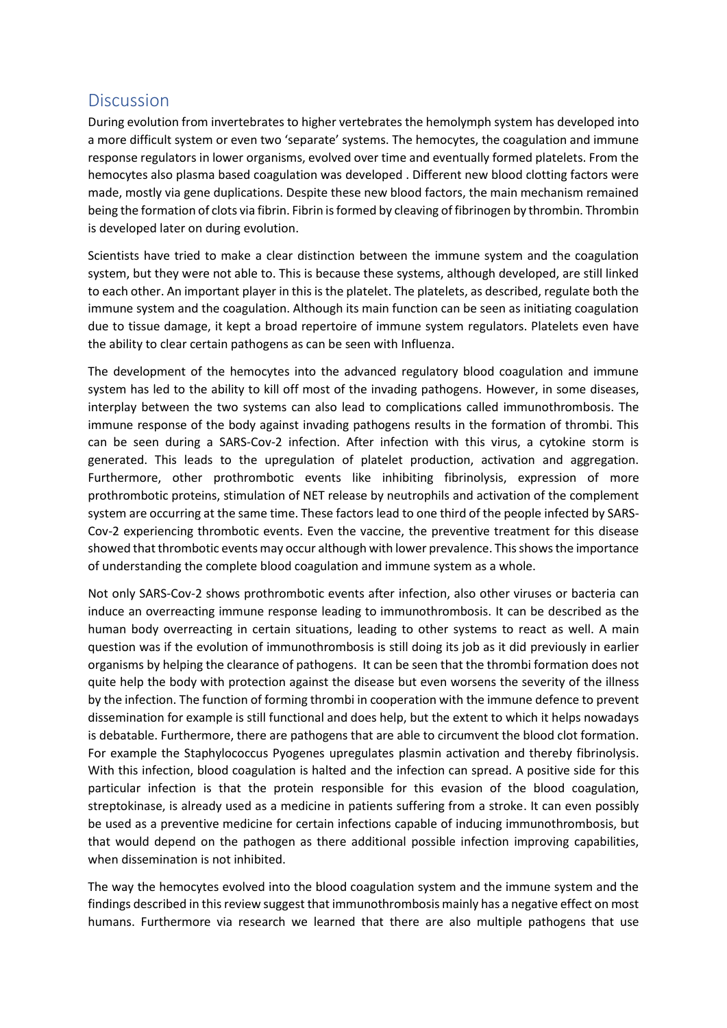## Discussion

During evolution from invertebrates to higher vertebrates the hemolymph system has developed into a more difficult system or even two 'separate' systems. The hemocytes, the coagulation and immune response regulators in lower organisms, evolved over time and eventually formed platelets. From the hemocytes also plasma based coagulation was developed . Different new blood clotting factors were made, mostly via gene duplications. Despite these new blood factors, the main mechanism remained being the formation of clots via fibrin. Fibrin is formed by cleaving of fibrinogen by thrombin. Thrombin is developed later on during evolution.

Scientists have tried to make a clear distinction between the immune system and the coagulation system, but they were not able to. This is because these systems, although developed, are still linked to each other. An important player in this is the platelet. The platelets, as described, regulate both the immune system and the coagulation. Although its main function can be seen as initiating coagulation due to tissue damage, it kept a broad repertoire of immune system regulators. Platelets even have the ability to clear certain pathogens as can be seen with Influenza.

The development of the hemocytes into the advanced regulatory blood coagulation and immune system has led to the ability to kill off most of the invading pathogens. However, in some diseases, interplay between the two systems can also lead to complications called immunothrombosis. The immune response of the body against invading pathogens results in the formation of thrombi. This can be seen during a SARS-Cov-2 infection. After infection with this virus, a cytokine storm is generated. This leads to the upregulation of platelet production, activation and aggregation. Furthermore, other prothrombotic events like inhibiting fibrinolysis, expression of more prothrombotic proteins, stimulation of NET release by neutrophils and activation of the complement system are occurring at the same time. These factors lead to one third of the people infected by SARS-Cov-2 experiencing thrombotic events. Even the vaccine, the preventive treatment for this disease showed that thrombotic events may occur although with lower prevalence. This shows the importance of understanding the complete blood coagulation and immune system as a whole.

Not only SARS-Cov-2 shows prothrombotic events after infection, also other viruses or bacteria can induce an overreacting immune response leading to immunothrombosis. It can be described as the human body overreacting in certain situations, leading to other systems to react as well. A main question was if the evolution of immunothrombosis is still doing its job as it did previously in earlier organisms by helping the clearance of pathogens. It can be seen that the thrombi formation does not quite help the body with protection against the disease but even worsens the severity of the illness by the infection. The function of forming thrombi in cooperation with the immune defence to prevent dissemination for example is still functional and does help, but the extent to which it helps nowadays is debatable. Furthermore, there are pathogens that are able to circumvent the blood clot formation. For example the Staphylococcus Pyogenes upregulates plasmin activation and thereby fibrinolysis. With this infection, blood coagulation is halted and the infection can spread. A positive side for this particular infection is that the protein responsible for this evasion of the blood coagulation, streptokinase, is already used as a medicine in patients suffering from a stroke. It can even possibly be used as a preventive medicine for certain infections capable of inducing immunothrombosis, but that would depend on the pathogen as there additional possible infection improving capabilities, when dissemination is not inhibited.

The way the hemocytes evolved into the blood coagulation system and the immune system and the findings described in this review suggest that immunothrombosis mainly has a negative effect on most humans. Furthermore via research we learned that there are also multiple pathogens that use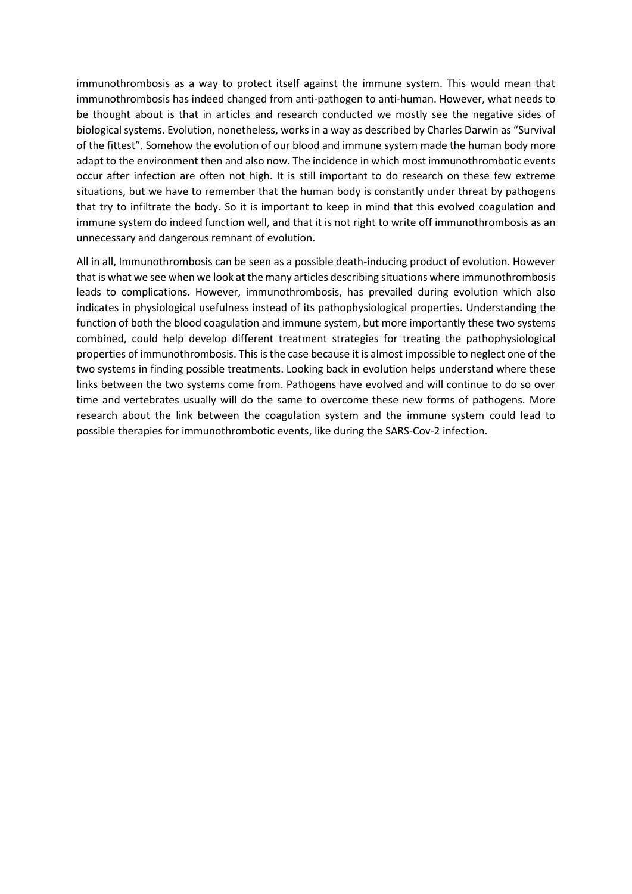immunothrombosis as a way to protect itself against the immune system. This would mean that immunothrombosis has indeed changed from anti-pathogen to anti-human. However, what needs to be thought about is that in articles and research conducted we mostly see the negative sides of biological systems. Evolution, nonetheless, works in a way as described by Charles Darwin as "Survival of the fittest". Somehow the evolution of our blood and immune system made the human body more adapt to the environment then and also now. The incidence in which most immunothrombotic events occur after infection are often not high. It is still important to do research on these few extreme situations, but we have to remember that the human body is constantly under threat by pathogens that try to infiltrate the body. So it is important to keep in mind that this evolved coagulation and immune system do indeed function well, and that it is not right to write off immunothrombosis as an unnecessary and dangerous remnant of evolution.

All in all, Immunothrombosis can be seen as a possible death-inducing product of evolution. However that is what we see when we look at the many articles describing situations where immunothrombosis leads to complications. However, immunothrombosis, has prevailed during evolution which also indicates in physiological usefulness instead of its pathophysiological properties. Understanding the function of both the blood coagulation and immune system, but more importantly these two systems combined, could help develop different treatment strategies for treating the pathophysiological properties of immunothrombosis. This is the case because it is almost impossible to neglect one of the two systems in finding possible treatments. Looking back in evolution helps understand where these links between the two systems come from. Pathogens have evolved and will continue to do so over time and vertebrates usually will do the same to overcome these new forms of pathogens. More research about the link between the coagulation system and the immune system could lead to possible therapies for immunothrombotic events, like during the SARS-Cov-2 infection.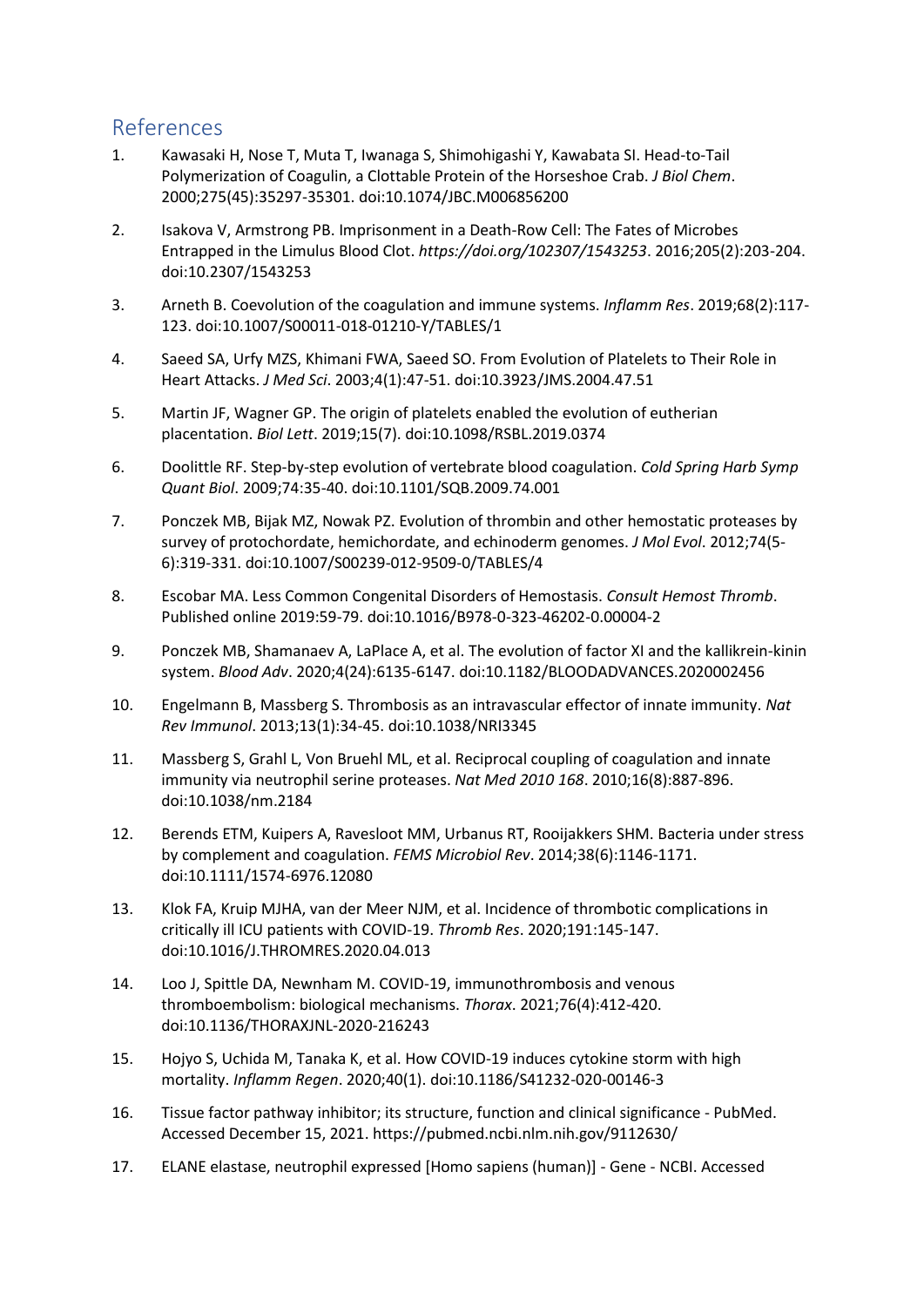## References

1. Kawasaki H, Nose T, Muta T, Iwanaga S, Shimohigashi Y, Kawabata SI. Head-to-Tail Polymerization of Coagulin, a Clottable Protein of the Horseshoe Crab. *J Biol Chem*. 2000;275(45):35297-35301. doi:10.1074/JBC.M006856200
2. Isakova V, Armstrong PB. Imprisonment in a Death-Row Cell: The Fates of Microbes Entrapped in the Limulus Blood Clot. *https://doi.org/102307/1543253*. 2016;205(2):203-204. doi:10.2307/1543253
3. Arneth B. Coevolution of the coagulation and immune systems. *Inflamm Res*. 2019;68(2):117-123. doi:10.1007/S00011-018-01210-Y/TABLES/1
4. Saeed SA, Urfy MZS, Khimani FWA, Saeed SO. From Evolution of Platelets to Their Role in Heart Attacks. *J Med Sci*. 2003;4(1):47-51. doi:10.3923/JMS.2004.47.51
5. Martin JF, Wagner GP. The origin of platelets enabled the evolution of eutherian placentation. *Biol Lett*. 2019;15(7). doi:10.1098/RSBL.2019.0374
6. Doolittle RF. Step-by-step evolution of vertebrate blood coagulation. *Cold Spring Harb Symp Quant Biol*. 2009;74:35-40. doi:10.1101/SQB.2009.74.001
7. Ponczek MB, Bijak MZ, Nowak PZ. Evolution of thrombin and other hemostatic proteases by survey of protochordate, hemichordate, and echinoderm genomes. *J Mol Evol*. 2012;74(5-6):319-331. doi:10.1007/S00239-012-9509-0/TABLES/4
8. Escobar MA. Less Common Congenital Disorders of Hemostasis. *Consult Hemost Thromb*. Published online 2019:59-79. doi:10.1016/B978-0-323-46202-0.00004-2
9. Ponczek MB, Shamanaev A, LaPlace A, et al. The evolution of factor XI and the kallikrein-kinin system. *Blood Adv*. 2020;4(24):6135-6147. doi:10.1182/BLOODADVANCES.2020002456
10. Engelmann B, Massberg S. Thrombosis as an intravascular effector of innate immunity. *Nat Rev Immunol*. 2013;13(1):34-45. doi:10.1038/NRI3345
11. Massberg S, Grahl L, Von Bruehl ML, et al. Reciprocal coupling of coagulation and innate immunity via neutrophil serine proteases. *Nat Med 2010 168*. 2010;16(8):887-896. doi:10.1038/nm.2184
12. Berends ETM, Kuipers A, Ravesloot MM, Urbanus RT, Rooijakkers SHM. Bacteria under stress by complement and coagulation. *FEMS Microbiol Rev*. 2014;38(6):1146-1171. doi:10.1111/1574-6976.12080
13. Klok FA, Kruip MJHA, van der Meer NJM, et al. Incidence of thrombotic complications in critically ill ICU patients with COVID-19. *Thromb Res*. 2020;191:145-147. doi:10.1016/J.THROMRES.2020.04.013
14. Loo J, Spittle DA, Newnham M. COVID-19, immunothrombosis and venous thromboembolism: biological mechanisms. *Thorax*. 2021;76(4):412-420. doi:10.1136/THORAXJNL-2020-216243
15. Hojyo S, Uchida M, Tanaka K, et al. How COVID-19 induces cytokine storm with high mortality. *Inflamm Regen*. 2020;40(1). doi:10.1186/S41232-020-00146-3
16. Tissue factor pathway inhibitor; its structure, function and clinical significance - PubMed. Accessed December 15, 2021. https://pubmed.ncbi.nlm.nih.gov/9112630/
17. ELANE elastase, neutrophil expressed [Homo sapiens (human)] - Gene - NCBI. Accessed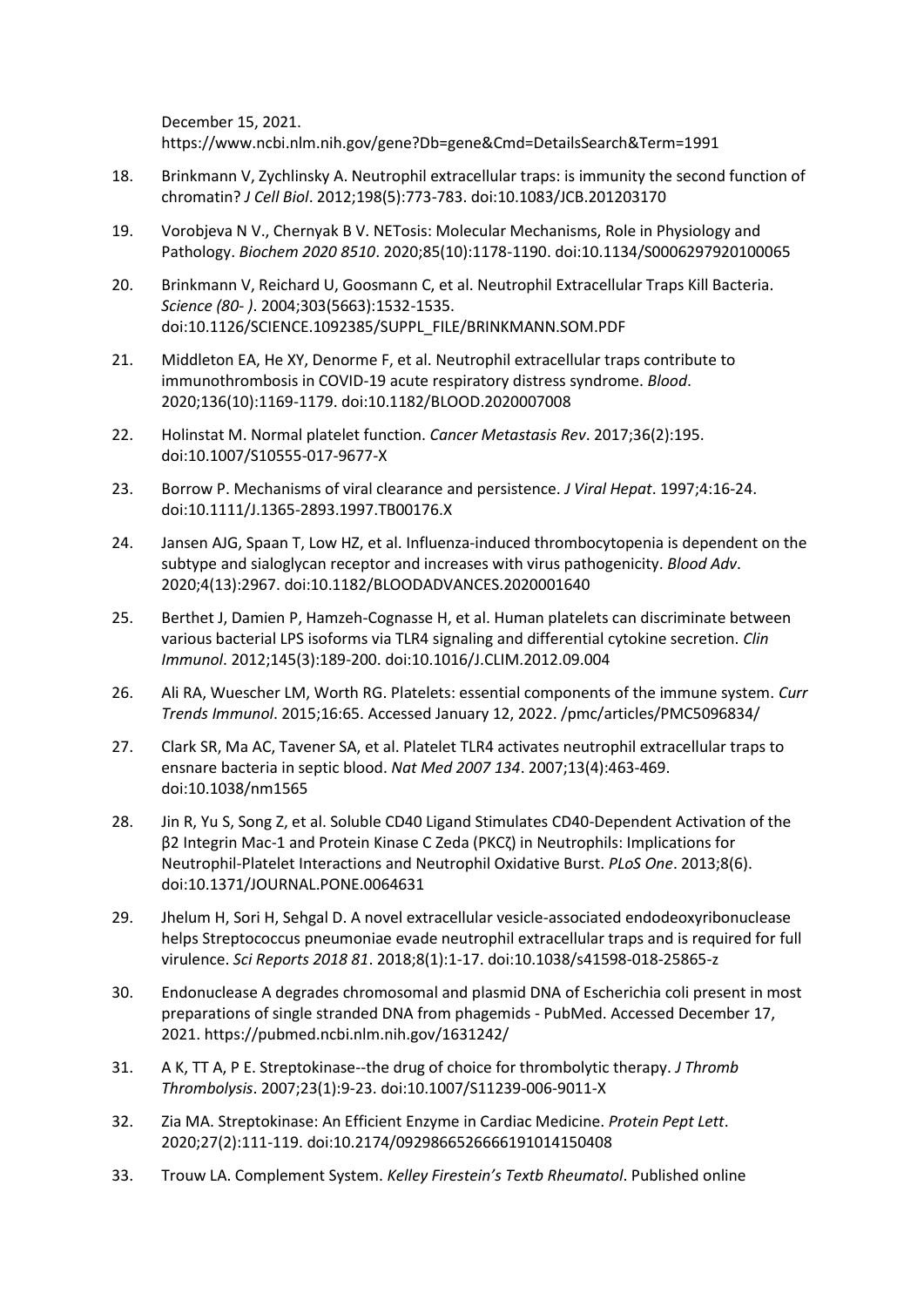December 15, 2021. https://www.ncbi.nlm.nih.gov/gene?Db=gene&Cmd=DetailsSearch&Term=1991

18. Brinkmann V, Zychlinsky A. Neutrophil extracellular traps: is immunity the second function of chromatin? *J Cell Biol*. 2012;198(5):773-783. doi:10.1083/JCB.201203170
19. Vorobjeva N V., Chernyak B V. NETosis: Molecular Mechanisms, Role in Physiology and Pathology. *Biochem 2020 8510*. 2020;85(10):1178-1190. doi:10.1134/S0006297920100065
20. Brinkmann V, Reichard U, Goosmann C, et al. Neutrophil Extracellular Traps Kill Bacteria. *Science (80- )*. 2004;303(5663):1532-1535. doi:10.1126/SCIENCE.1092385/SUPPL_FILE/BRINKMANN.SOM.PDF
21. Middleton EA, He XY, Denorme F, et al. Neutrophil extracellular traps contribute to immunothrombosis in COVID-19 acute respiratory distress syndrome. *Blood*. 2020;136(10):1169-1179. doi:10.1182/BLOOD.2020007008
22. Holinstat M. Normal platelet function. *Cancer Metastasis Rev*. 2017;36(2):195. doi:10.1007/S10555-017-9677-X
23. Borrow P. Mechanisms of viral clearance and persistence. *J Viral Hepat*. 1997;4:16-24. doi:10.1111/J.1365-2893.1997.TB00176.X
24. Jansen AJG, Spaan T, Low HZ, et al. Influenza-induced thrombocytopenia is dependent on the subtype and sialoglycan receptor and increases with virus pathogenicity. *Blood Adv*. 2020;4(13):2967. doi:10.1182/BLOODADVANCES.2020001640
25. Berthet J, Damien P, Hamzeh-Cognasse H, et al. Human platelets can discriminate between various bacterial LPS isoforms via TLR4 signaling and differential cytokine secretion. *Clin Immunol*. 2012;145(3):189-200. doi:10.1016/J.CLIM.2012.09.004
26. Ali RA, Wuescher LM, Worth RG. Platelets: essential components of the immune system. *Curr Trends Immunol*. 2015;16:65. Accessed January 12, 2022. /pmc/articles/PMC5096834/
27. Clark SR, Ma AC, Tavener SA, et al. Platelet TLR4 activates neutrophil extracellular traps to ensnare bacteria in septic blood. *Nat Med 2007 134*. 2007;13(4):463-469. doi:10.1038/nm1565
28. Jin R, Yu S, Song Z, et al. Soluble CD40 Ligand Stimulates CD40-Dependent Activation of the β2 Integrin Mac-1 and Protein Kinase C Zeda (PKCζ) in Neutrophils: Implications for Neutrophil-Platelet Interactions and Neutrophil Oxidative Burst. *PLoS One*. 2013;8(6). doi:10.1371/JOURNAL.PONE.0064631
29. Jhelum H, Sori H, Sehgal D. A novel extracellular vesicle-associated endodeoxyribonuclease helps Streptococcus pneumoniae evade neutrophil extracellular traps and is required for full virulence. *Sci Reports 2018 81*. 2018;8(1):1-17. doi:10.1038/s41598-018-25865-z
30. Endonuclease A degrades chromosomal and plasmid DNA of Escherichia coli present in most preparations of single stranded DNA from phagemids - PubMed. Accessed December 17, 2021. https://pubmed.ncbi.nlm.nih.gov/1631242/
31. A K, TT A, P E. Streptokinase--the drug of choice for thrombolytic therapy. *J Thromb Thrombolysis*. 2007;23(1):9-23. doi:10.1007/S11239-006-9011-X
32. Zia MA. Streptokinase: An Efficient Enzyme in Cardiac Medicine. *Protein Pept Lett*. 2020;27(2):111-119. doi:10.2174/0929866526666191014150408
33. Trouw LA. Complement System. *Kelley Firestein's Textb Rheumatol*. Published online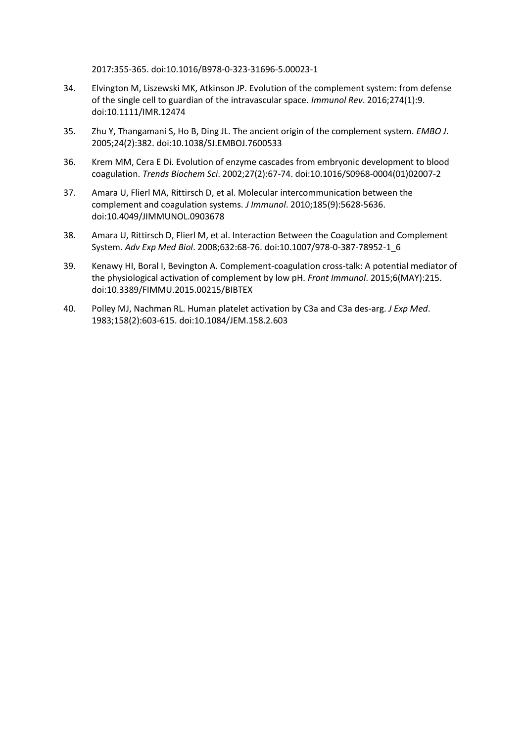2017:355-365. doi:10.1016/B978-0-323-31696-5.00023-1

34. Elvington M, Liszewski MK, Atkinson JP. Evolution of the complement system: from defense of the single cell to guardian of the intravascular space. *Immunol Rev*. 2016;274(1):9. doi:10.1111/IMR.12474

35. Zhu Y, Thangamani S, Ho B, Ding JL. The ancient origin of the complement system. *EMBO J*. 2005;24(2):382. doi:10.1038/SJ.EMBOJ.7600533

36. Krem MM, Cera E Di. Evolution of enzyme cascades from embryonic development to blood coagulation. *Trends Biochem Sci*. 2002;27(2):67-74. doi:10.1016/S0968-0004(01)02007-2

37. Amara U, Flierl MA, Rittirsch D, et al. Molecular intercommunication between the complement and coagulation systems. *J Immunol*. 2010;185(9):5628-5636. doi:10.4049/JIMMUNOL.0903678

38. Amara U, Rittirsch D, Flierl M, et al. Interaction Between the Coagulation and Complement System. *Adv Exp Med Biol*. 2008;632:68-76. doi:10.1007/978-0-387-78952-1_6

39. Kenawy HI, Boral I, Bevington A. Complement-coagulation cross-talk: A potential mediator of the physiological activation of complement by low pH. *Front Immunol*. 2015;6(MAY):215. doi:10.3389/FIMMU.2015.00215/BIBTEX

40. Polley MJ, Nachman RL. Human platelet activation by C3a and C3a des-arg. *J Exp Med*. 1983;158(2):603-615. doi:10.1084/JEM.158.2.603